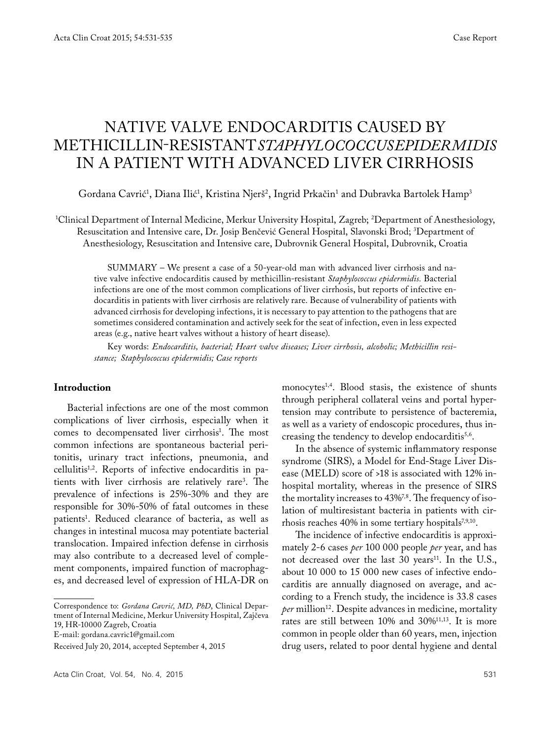# NATIVE VALVE ENDOCARDITIS CAUSED BY METHICILLIN-RESISTANT *STAPHYLOCOCCUS EPIDERMIDIS* IN A PATIENT WITH ADVANCED LIVER CIRRHOSIS

Gordana Cavrić[1], Diana Ilić[1], Kristina Njerš[2], Ingrid Prkačin[1] and Dubravka Bartolek Hamp[3]

[1]Clinical Department of Internal Medicine, Merkur University Hospital, Zagreb; [2]Department of Anesthesiology, Resuscitation and Intensive care, Dr. Josip Benčević General Hospital, Slavonski Brod; [3]Department of Anesthesiology, Resuscitation and Intensive care, Dubrovnik General Hospital, Dubrovnik, Croatia

SUMMARY – We present a case of a 50-year-old man with advanced liver cirrhosis and native valve infective endocarditis caused by methicillin-resistant *Staphylococcus epidermidis*. Bacterial infections are one of the most common complications of liver cirrhosis, but reports of infective endocarditis in patients with liver cirrhosis are relatively rare. Because of vulnerability of patients with advanced cirrhosis for developing infections, it is necessary to pay attention to the pathogens that are sometimes considered contamination and actively seek for the seat of infection, even in less expected areas (e.g., native heart valves without a history of heart disease).

Key words: *Endocarditis, bacterial; Heart valve diseases; Liver cirrhosis, alcoholic; Methicillin resistance; Staphylococcus epidermidis; Case reports*

## Introduction

Bacterial infections are one of the most common complications of liver cirrhosis, especially when it comes to decompensated liver cirrhosis[1]. The most common infections are spontaneous bacterial peritonitis, urinary tract infections, pneumonia, and cellulitis[1,2]. Reports of infective endocarditis in patients with liver cirrhosis are relatively rare[3]. The prevalence of infections is 25%-30% and they are responsible for 30%-50% of fatal outcomes in these patients[1]. Reduced clearance of bacteria, as well as changes in intestinal mucosa may potentiate bacterial translocation. Impaired infection defense in cirrhosis may also contribute to a decreased level of complement components, impaired function of macrophages, and decreased level of expression of HLA-DR on monocytes[1,4]. Blood stasis, the existence of shunts through peripheral collateral veins and portal hypertension may contribute to persistence of bacteremia, as well as a variety of endoscopic procedures, thus increasing the tendency to develop endocarditis[5,6].

In the absence of systemic inflammatory response syndrome (SIRS), a Model for End-Stage Liver Disease (MELD) score of >18 is associated with 12% in-hospital mortality, whereas in the presence of SIRS the mortality increases to 43%[7,8]. The frequency of isolation of multiresistant bacteria in patients with cirrhosis reaches 40% in some tertiary hospitals[7,9,10].

The incidence of infective endocarditis is approximately 2-6 cases *per* 100 000 people *per* year, and has not decreased over the last 30 years[11]. In the U.S., about 10 000 to 15 000 new cases of infective endocarditis are annually diagnosed on average, and according to a French study, the incidence is 33.8 cases *per* million[12]. Despite advances in medicine, mortality rates are still between 10% and 30%[11,13]. It is more common in people older than 60 years, men, injection drug users, related to poor dental hygiene and dental

---

Correspondence to: *Gordana Cavrić, MD, PhD*, Clinical Department of Internal Medicine, Merkur University Hospital, Zajčeva 19, HR-10000 Zagreb, Croatia
E-mail: gordana.cavric1@gmail.com

Received July 20, 2014, accepted September 4, 2015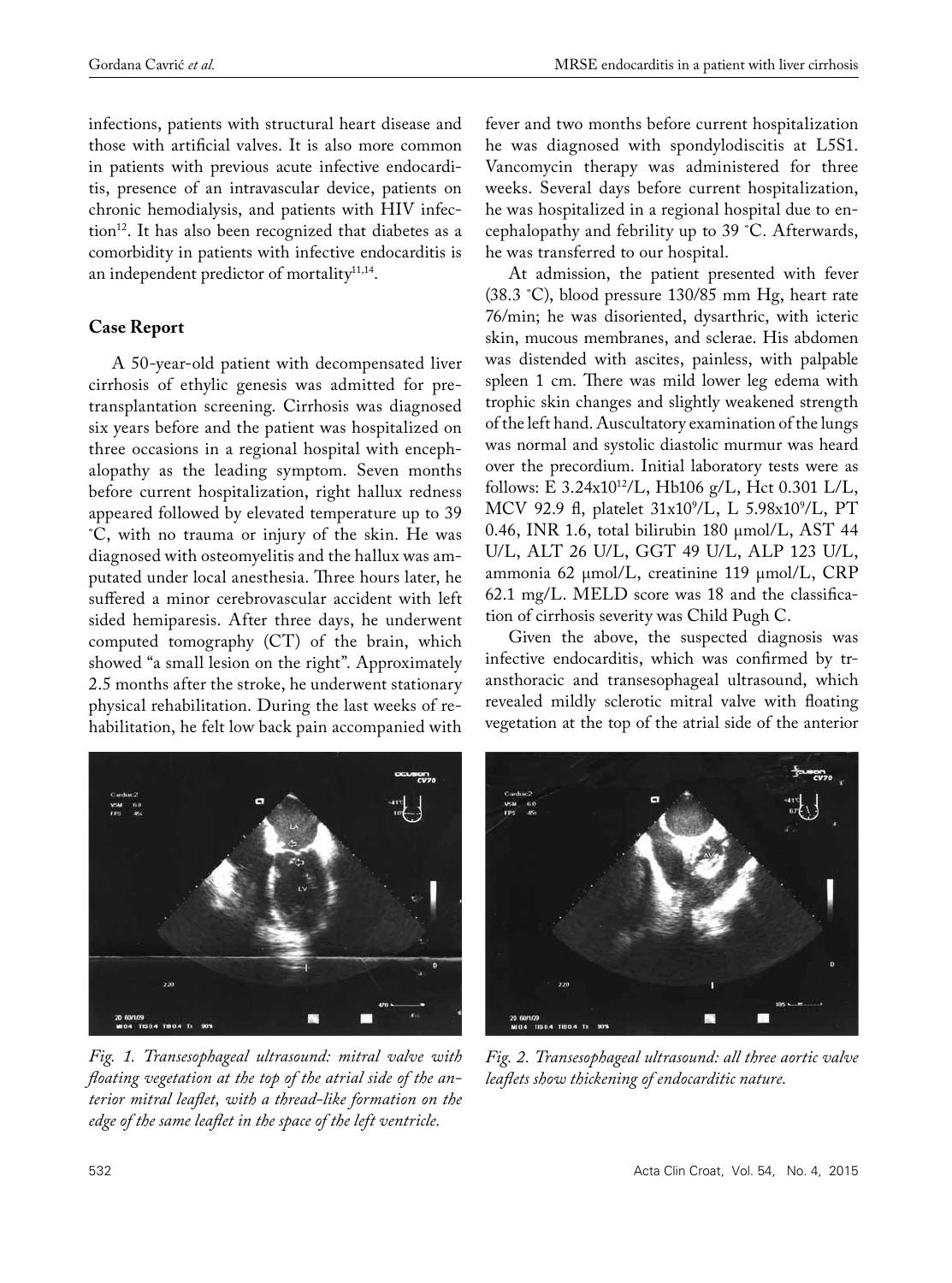infections, patients with structural heart disease and those with artificial valves. It is also more common in patients with previous acute infective endocarditis, presence of an intravascular device, patients on chronic hemodialysis, and patients with HIV infection[12]. It has also been recognized that diabetes as a comorbidity in patients with infective endocarditis is an independent predictor of mortality[11,14].

## Case Report

A 50-year-old patient with decompensated liver cirrhosis of ethylic genesis was admitted for pretransplantation screening. Cirrhosis was diagnosed six years before and the patient was hospitalized on three occasions in a regional hospital with encephalopathy as the leading symptom. Seven months before current hospitalization, right hallux redness appeared followed by elevated temperature up to 39 °C, with no trauma or injury of the skin. He was diagnosed with osteomyelitis and the hallux was amputated under local anesthesia. Three hours later, he suffered a minor cerebrovascular accident with left sided hemiparesis. After three days, he underwent computed tomography (CT) of the brain, which showed "a small lesion on the right". Approximately 2.5 months after the stroke, he underwent stationary physical rehabilitation. During the last weeks of rehabilitation, he felt low back pain accompanied with fever and two months before current hospitalization he was diagnosed with spondylodiscitis at L5S1. Vancomycin therapy was administered for three weeks. Several days before current hospitalization, he was hospitalized in a regional hospital due to encephalopathy and febrility up to 39 °C. Afterwards, he was transferred to our hospital.

At admission, the patient presented with fever (38.3 °C), blood pressure 130/85 mm Hg, heart rate 76/min; he was disoriented, dysarthric, with icteric skin, mucous membranes, and sclerae. His abdomen was distended with ascites, painless, with palpable spleen 1 cm. There was mild lower leg edema with trophic skin changes and slightly weakened strength of the left hand. Auscultatory examination of the lungs was normal and systolic diastolic murmur was heard over the precordium. Initial laboratory tests were as follows: E $3.24 \times 10^{12}$/L, Hb106 g/L, Hct 0.301 L/L, MCV 92.9 fl, platelet $31 \times 10^{9}$/L, L $5.98 \times 10^{9}$/L, PT 0.46, INR 1.6, total bilirubin 180 μmol/L, AST 44 U/L, ALT 26 U/L, GGT 49 U/L, ALP 123 U/L, ammonia 62 μmol/L, creatinine 119 μmol/L, CRP 62.1 mg/L. MELD score was 18 and the classification of cirrhosis severity was Child Pugh C.

Given the above, the suspected diagnosis was infective endocarditis, which was confirmed by transthoracic and transesophageal ultrasound, which revealed mildly sclerotic mitral valve with floating vegetation at the top of the atrial side of the anterior

*Fig. 1. Transesophageal ultrasound: mitral valve with floating vegetation at the top of the atrial side of the anterior mitral leaflet, with a thread-like formation on the edge of the same leaflet in the space of the left ventricle.*

*Fig. 2. Transesophageal ultrasound: all three aortic valve leaflets show thickening of endocarditic nature.*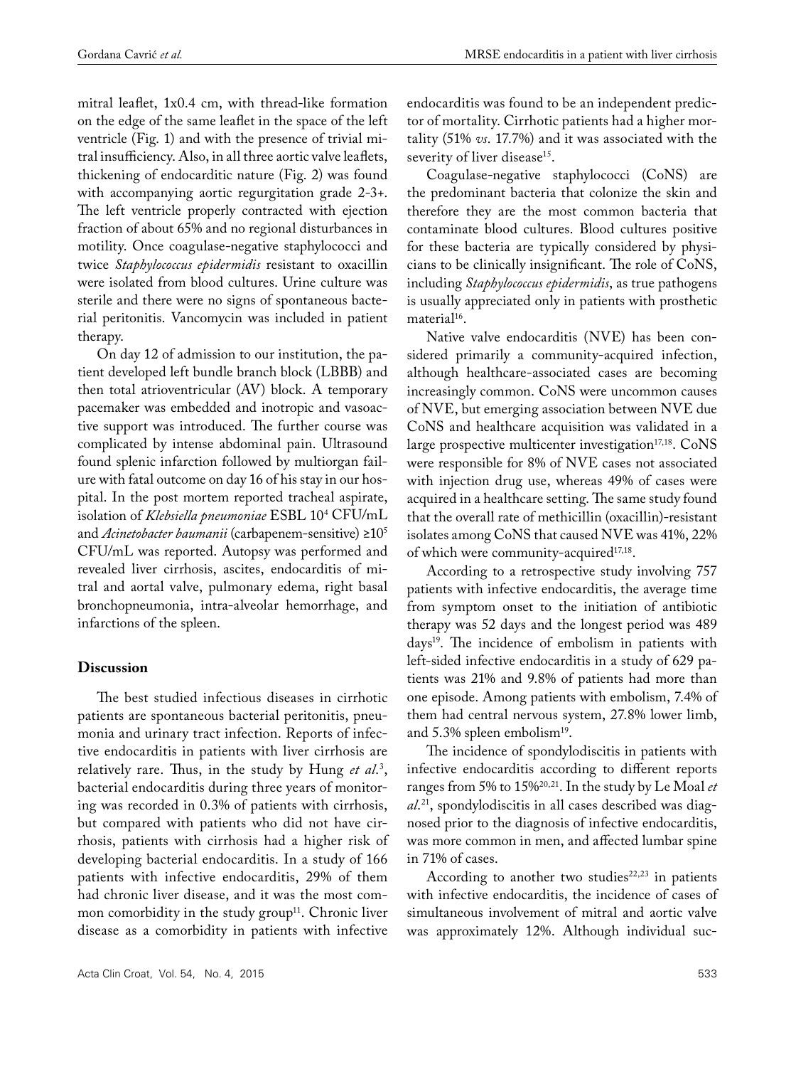mitral leaflet, 1x0.4 cm, with thread-like formation on the edge of the same leaflet in the space of the left ventricle (Fig. 1) and with the presence of trivial mitral insufficiency. Also, in all three aortic valve leaflets, thickening of endocarditic nature (Fig. 2) was found with accompanying aortic regurgitation grade 2-3+. The left ventricle properly contracted with ejection fraction of about 65% and no regional disturbances in motility. Once coagulase-negative staphylococci and twice *Staphylococcus epidermidis* resistant to oxacillin were isolated from blood cultures. Urine culture was sterile and there were no signs of spontaneous bacterial peritonitis. Vancomycin was included in patient therapy.

On day 12 of admission to our institution, the patient developed left bundle branch block (LBBB) and then total atrioventricular (AV) block. A temporary pacemaker was embedded and inotropic and vasoactive support was introduced. The further course was complicated by intense abdominal pain. Ultrasound found splenic infarction followed by multiorgan failure with fatal outcome on day 16 of his stay in our hospital. In the post mortem reported tracheal aspirate, isolation of *Klebsiella pneumoniae* ESBL $10^4$ CFU/mL and *Acinetobacter baumanii* (carbapenem-sensitive) $\geq 10^5$ CFU/mL was reported. Autopsy was performed and revealed liver cirrhosis, ascites, endocarditis of mitral and aortal valve, pulmonary edema, right basal bronchopneumonia, intra-alveolar hemorrhage, and infarctions of the spleen.

## Discussion

The best studied infectious diseases in cirrhotic patients are spontaneous bacterial peritonitis, pneumonia and urinary tract infection. Reports of infective endocarditis in patients with liver cirrhosis are relatively rare. Thus, in the study by Hung *et al.*[3], bacterial endocarditis during three years of monitoring was recorded in 0.3% of patients with cirrhosis, but compared with patients who did not have cirrhosis, patients with cirrhosis had a higher risk of developing bacterial endocarditis. In a study of 166 patients with infective endocarditis, 29% of them had chronic liver disease, and it was the most common comorbidity in the study group[11]. Chronic liver disease as a comorbidity in patients with infective endocarditis was found to be an independent predictor of mortality. Cirrhotic patients had a higher mortality (51% *vs*. 17.7%) and it was associated with the severity of liver disease[15].

Coagulase-negative staphylococci (CoNS) are the predominant bacteria that colonize the skin and therefore they are the most common bacteria that contaminate blood cultures. Blood cultures positive for these bacteria are typically considered by physicians to be clinically insignificant. The role of CoNS, including *Staphylococcus epidermidis*, as true pathogens is usually appreciated only in patients with prosthetic material[16].

Native valve endocarditis (NVE) has been considered primarily a community-acquired infection, although healthcare-associated cases are becoming increasingly common. CoNS were uncommon causes of NVE, but emerging association between NVE due CoNS and healthcare acquisition was validated in a large prospective multicenter investigation[17,18]. CoNS were responsible for 8% of NVE cases not associated with injection drug use, whereas 49% of cases were acquired in a healthcare setting. The same study found that the overall rate of methicillin (oxacillin)-resistant isolates among CoNS that caused NVE was 41%, 22% of which were community-acquired[17,18].

According to a retrospective study involving 757 patients with infective endocarditis, the average time from symptom onset to the initiation of antibiotic therapy was 52 days and the longest period was 489 days[19]. The incidence of embolism in patients with left-sided infective endocarditis in a study of 629 patients was 21% and 9.8% of patients had more than one episode. Among patients with embolism, 7.4% of them had central nervous system, 27.8% lower limb, and 5.3% spleen embolism[19].

The incidence of spondylodiscitis in patients with infective endocarditis according to different reports ranges from 5% to 15%[20,21]. In the study by Le Moal *et al.*[21], spondylodiscitis in all cases described was diagnosed prior to the diagnosis of infective endocarditis, was more common in men, and affected lumbar spine in 71% of cases.

According to another two studies[22,23] in patients with infective endocarditis, the incidence of cases of simultaneous involvement of mitral and aortic valve was approximately 12%. Although individual suc-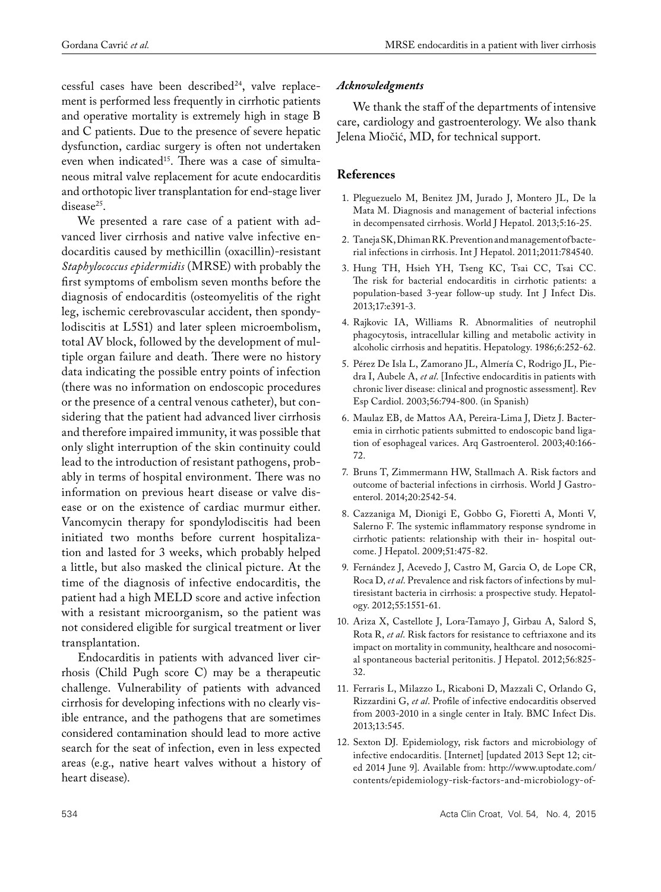cessful cases have been described[24], valve replacement is performed less frequently in cirrhotic patients and operative mortality is extremely high in stage B and C patients. Due to the presence of severe hepatic dysfunction, cardiac surgery is often not undertaken even when indicated[15]. There was a case of simultaneous mitral valve replacement for acute endocarditis and orthotopic liver transplantation for end-stage liver disease[25].

We presented a rare case of a patient with advanced liver cirrhosis and native valve infective endocarditis caused by methicillin (oxacillin)-resistant *Staphylococcus epidermidis* (MRSE) with probably the first symptoms of embolism seven months before the diagnosis of endocarditis (osteomyelitis of the right leg, ischemic cerebrovascular accident, then spondylodiscitis at L5S1) and later spleen microembolism, total AV block, followed by the development of multiple organ failure and death. There were no history data indicating the possible entry points of infection (there was no information on endoscopic procedures or the presence of a central venous catheter), but considering that the patient had advanced liver cirrhosis and therefore impaired immunity, it was possible that only slight interruption of the skin continuity could lead to the introduction of resistant pathogens, probably in terms of hospital environment. There was no information on previous heart disease or valve disease or on the existence of cardiac murmur either. Vancomycin therapy for spondylodiscitis had been initiated two months before current hospitalization and lasted for 3 weeks, which probably helped a little, but also masked the clinical picture. At the time of the diagnosis of infective endocarditis, the patient had a high MELD score and active infection with a resistant microorganism, so the patient was not considered eligible for surgical treatment or liver transplantation.

Endocarditis in patients with advanced liver cirrhosis (Child Pugh score C) may be a therapeutic challenge. Vulnerability of patients with advanced cirrhosis for developing infections with no clearly visible entrance, and the pathogens that are sometimes considered contamination should lead to more active search for the seat of infection, even in less expected areas (e.g., native heart valves without a history of heart disease).

### *Acknowledgments*

We thank the staff of the departments of intensive care, cardiology and gastroenterology. We also thank Jelena Miočić, MD, for technical support.

## References

1. Pleguezuelo M, Benitez JM, Jurado J, Montero JL, De la Mata M. Diagnosis and management of bacterial infections in decompensated cirrhosis. World J Hepatol. 2013;5:16-25.
2. Taneja SK, Dhiman RK. Prevention and management of bacterial infections in cirrhosis. Int J Hepatol. 2011;2011:784540.
3. Hung TH, Hsieh YH, Tseng KC, Tsai CC, Tsai CC. The risk for bacterial endocarditis in cirrhotic patients: a population-based 3-year follow-up study. Int J Infect Dis. 2013;17:e391-3.
4. Rajkovic IA, Williams R. Abnormalities of neutrophil phagocytosis, intracellular killing and metabolic activity in alcoholic cirrhosis and hepatitis. Hepatology. 1986;6:252-62.
5. Pérez De Isla L, Zamorano JL, Almería C, Rodrigo JL, Piedra I, Aubele A, *et al*. [Infective endocarditis in patients with chronic liver disease: clinical and prognostic assessment]. Rev Esp Cardiol. 2003;56:794-800. (in Spanish)
6. Maulaz EB, de Mattos AA, Pereira-Lima J, Dietz J. Bacteremia in cirrhotic patients submitted to endoscopic band ligation of esophageal varices. Arq Gastroenterol. 2003;40:166-72.
7. Bruns T, Zimmermann HW, Stallmach A. Risk factors and outcome of bacterial infections in cirrhosis. World J Gastroenterol. 2014;20:2542-54.
8. Cazzaniga M, Dionigi E, Gobbo G, Fioretti A, Monti V, Salerno F. The systemic inflammatory response syndrome in cirrhotic patients: relationship with their in- hospital outcome. J Hepatol. 2009;51:475-82.
9. Fernández J, Acevedo J, Castro M, Garcia O, de Lope CR, Roca D, *et al*. Prevalence and risk factors of infections by multiresistant bacteria in cirrhosis: a prospective study. Hepatology. 2012;55:1551-61.
10. Ariza X, Castellote J, Lora-Tamayo J, Girbau A, Salord S, Rota R, *et al*. Risk factors for resistance to ceftriaxone and its impact on mortality in community, healthcare and nosocomial spontaneous bacterial peritonitis. J Hepatol. 2012;56:825-32.
11. Ferraris L, Milazzo L, Ricaboni D, Mazzali C, Orlando G, Rizzardini G, *et al*. Profile of infective endocarditis observed from 2003-2010 in a single center in Italy. BMC Infect Dis. 2013;13:545.
12. Sexton DJ. Epidemiology, risk factors and microbiology of infective endocarditis. [Internet] [updated 2013 Sept 12; cited 2014 June 9]. Available from: http://www.uptodate.com/contents/epidemiology-risk-factors-and-microbiology-of-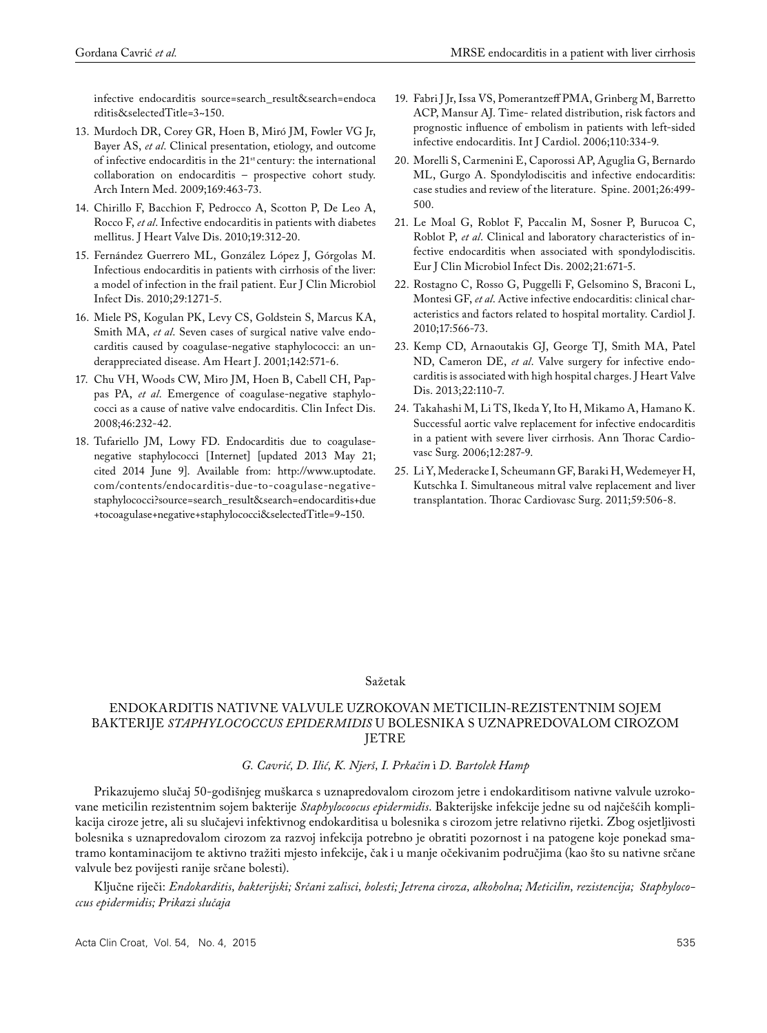infective endocarditis source=search_result&search=endocarditis&selectedTitle=3~150.

13. Murdoch DR, Corey GR, Hoen B, Miró JM, Fowler VG Jr, Bayer AS, *et al*. Clinical presentation, etiology, and outcome of infective endocarditis in the 21st century: the international collaboration on endocarditis – prospective cohort study. Arch Intern Med. 2009;169:463-73.
14. Chirillo F, Bacchion F, Pedrocco A, Scotton P, De Leo A, Rocco F, *et al*. Infective endocarditis in patients with diabetes mellitus. J Heart Valve Dis. 2010;19:312-20.
15. Fernández Guerrero ML, González López J, Górgolas M. Infectious endocarditis in patients with cirrhosis of the liver: a model of infection in the frail patient. Eur J Clin Microbiol Infect Dis. 2010;29:1271-5.
16. Miele PS, Kogulan PK, Levy CS, Goldstein S, Marcus KA, Smith MA, *et al.* Seven cases of surgical native valve endocarditis caused by coagulase-negative staphylococci: an underappreciated disease. Am Heart J. 2001;142:571-6.
17. Chu VH, Woods CW, Miro JM, Hoen B, Cabell CH, Pappas PA, *et al*. Emergence of coagulase-negative staphylococci as a cause of native valve endocarditis. Clin Infect Dis. 2008;46:232-42.
18. Tufariello JM, Lowy FD. Endocarditis due to coagulase-negative staphylococci [Internet] [updated 2013 May 21; cited 2014 June 9]. Available from: http://www.uptodate.com/contents/endocarditis-due-to-coagulase-negative-staphylococci?source=search_result&search=endocarditis+due+tocoagulase+negative+staphylococci&selectedTitle=9~150.
19. Fabri J Jr, Issa VS, Pomerantzeff PMA, Grinberg M, Barretto ACP, Mansur AJ. Time- related distribution, risk factors and prognostic influence of embolism in patients with left-sided infective endocarditis. Int J Cardiol. 2006;110:334-9.
20. Morelli S, Carmenini E, Caporossi AP, Aguglia G, Bernardo ML, Gurgo A. Spondylodiscitis and infective endocarditis: case studies and review of the literature. Spine. 2001;26:499-500.
21. Le Moal G, Roblot F, Paccalin M, Sosner P, Burucoa C, Roblot P, *et al*. Clinical and laboratory characteristics of infective endocarditis when associated with spondylodiscitis. Eur J Clin Microbiol Infect Dis. 2002;21:671-5.
22. Rostagno C, Rosso G, Puggelli F, Gelsomino S, Braconi L, Montesi GF, *et al*. Active infective endocarditis: clinical characteristics and factors related to hospital mortality. Cardiol J. 2010;17:566-73.
23. Kemp CD, Arnaoutakis GJ, George TJ, Smith MA, Patel ND, Cameron DE, *et al*. Valve surgery for infective endocarditis is associated with high hospital charges. J Heart Valve Dis. 2013;22:110-7.
24. Takahashi M, Li TS, Ikeda Y, Ito H, Mikamo A, Hamano K. Successful aortic valve replacement for infective endocarditis in a patient with severe liver cirrhosis. Ann Thorac Cardiovasc Surg. 2006;12:287-9.
25. Li Y, Mederacke I, Scheumann GF, Baraki H, Wedemeyer H, Kutschka I. Simultaneous mitral valve replacement and liver transplantation. Thorac Cardiovasc Surg. 2011;59:506-8.

## Sažetak

### ENDOKARDITIS NATIVNE VALVULE UZROKOVAN METICILIN-REZISTENTNIM SOJEM BAKTERIJE *STAPHYLOCOCCUS EPIDERMIDIS* U BOLESNIKA S UZNAPREDOVALOM CIROZOM JETRE

*G. Cavrić, D. Ilić, K. Njerš, I. Prkačin* i *D. Bartolek Hamp*

Prikazujemo slučaj 50-godišnjeg muškarca s uznapredovalom cirozom jetre i endokarditisom nativne valvule uzrokovane meticilin rezistentnim sojem bakterije *Staphylocoocus epidermidis*. Bakterijske infekcije jedne su od najčešćih komplikacija ciroze jetre, ali su slučajevi infektivnog endokarditisa u bolesnika s cirozom jetre relativno rijetki. Zbog osjetljivosti bolesnika s uznapredovalom cirozom za razvoj infekcija potrebno je obratiti pozornost i na patogene koje ponekad smatramo kontaminacijom te aktivno tražiti mjesto infekcije, čak i u manje očekivanim područjima (kao što su nativne srčane valvule bez povijesti ranije srčane bolesti).

Ključne riječi: *Endokarditis, bakterijski; Srčani zalisci, bolesti; Jetrena ciroza, alkoholna; Meticilin, rezistencija; Staphylococcus epidermidis; Prikazi slučaja*